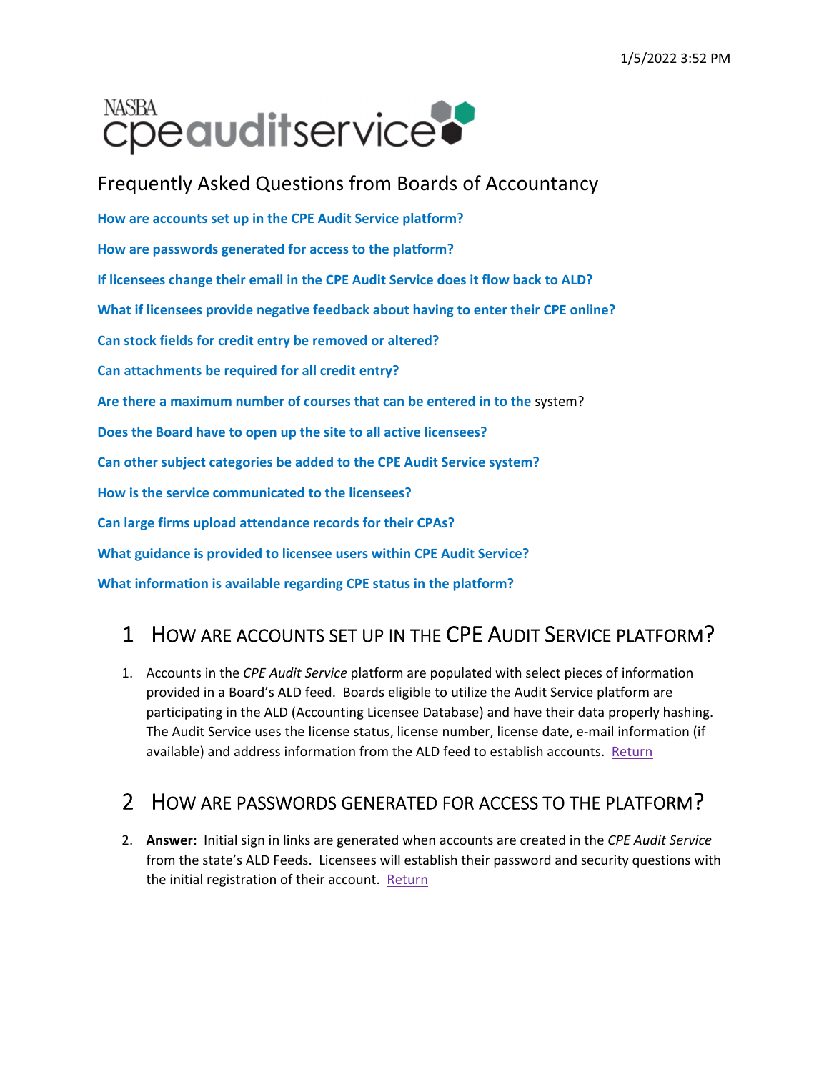NASBA cpeauditservice

# Frequently Asked Questions from Boards of Accountancy

**How are accounts set up in the CPE Audit Service platform?**

**How are passwords generated for access to the platform?**

**If licensees change their email in the CPE Audit Service does it flow back to ALD?**

**What if licensees provide negative feedback about having to enter their CPE online?**

**Can stock fields for credit entry be removed or altered?**

**Can attachments be required for all credit entry?**

**Are there a maximum number of courses that can be entered in to the** system?

**Does the Board have to open up the site to all active licensees?**

**Can other subject categories be added to the CPE Audit Service system?**

**How is the service communicated to the licensees?**

**Can large firms upload attendance records for their CPAs?**

**What guidance is provided to licensee users within CPE Audit Service?**

**What information is available regarding CPE status in the platform?**

## 1 How are accounts set up in the CPE Audit Service platform?

1. Accounts in the *CPE Audit Service* platform are populated with select pieces of information provided in a Board's ALD feed. Boards eligible to utilize the Audit Service platform are participating in the ALD (Accounting Licensee Database) and have their data properly hashing. The Audit Service uses the license status, license number, license date, e-mail information (if available) and address information from the ALD feed to establish accounts. Return

## 2 How are passwords generated for access to the platform?

2. **Answer:** Initial sign in links are generated when accounts are created in the *CPE Audit Service* from the state's ALD Feeds. Licensees will establish their password and security questions with the initial registration of their account. Return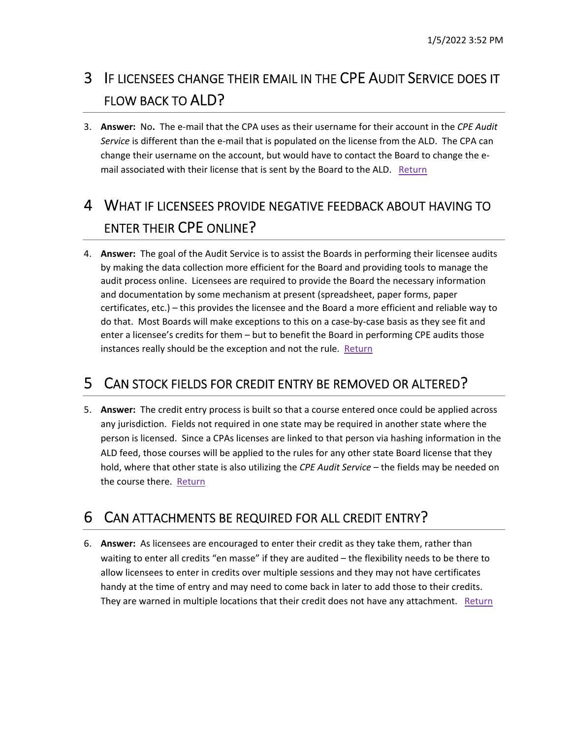# 3 If licensees change their email in the CPE Audit Service does it flow back to ALD?

3. **Answer:** No**.** The e-mail that the CPA uses as their username for their account in the *CPE Audit Service* is different than the e-mail that is populated on the license from the ALD. The CPA can change their username on the account, but would have to contact the Board to change the e-mail associated with their license that is sent by the Board to the ALD. Return

# 4 What if licensees provide negative feedback about having to enter their CPE online?

4. **Answer:** The goal of the Audit Service is to assist the Boards in performing their licensee audits by making the data collection more efficient for the Board and providing tools to manage the audit process online. Licensees are required to provide the Board the necessary information and documentation by some mechanism at present (spreadsheet, paper forms, paper certificates, etc.) – this provides the licensee and the Board a more efficient and reliable way to do that. Most Boards will make exceptions to this on a case-by-case basis as they see fit and enter a licensee's credits for them – but to benefit the Board in performing CPE audits those instances really should be the exception and not the rule. Return

# 5 Can stock fields for credit entry be removed or altered?

5. **Answer:** The credit entry process is built so that a course entered once could be applied across any jurisdiction. Fields not required in one state may be required in another state where the person is licensed. Since a CPAs licenses are linked to that person via hashing information in the ALD feed, those courses will be applied to the rules for any other state Board license that they hold, where that other state is also utilizing the *CPE Audit Service* – the fields may be needed on the course there. Return

# 6 Can attachments be required for all credit entry?

6. **Answer:** As licensees are encouraged to enter their credit as they take them, rather than waiting to enter all credits "en masse" if they are audited – the flexibility needs to be there to allow licensees to enter in credits over multiple sessions and they may not have certificates handy at the time of entry and may need to come back in later to add those to their credits. They are warned in multiple locations that their credit does not have any attachment. Return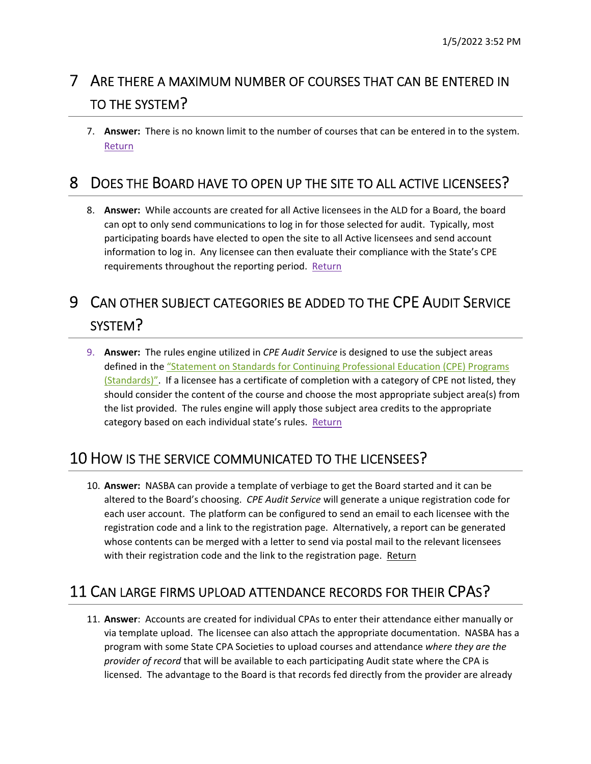# 7 ARE THERE A MAXIMUM NUMBER OF COURSES THAT CAN BE ENTERED IN TO THE SYSTEM?

7. **Answer:** There is no known limit to the number of courses that can be entered in to the system. Return

# 8 DOES THE BOARD HAVE TO OPEN UP THE SITE TO ALL ACTIVE LICENSEES?

8. **Answer:** While accounts are created for all Active licensees in the ALD for a Board, the board can opt to only send communications to log in for those selected for audit. Typically, most participating boards have elected to open the site to all Active licensees and send account information to log in. Any licensee can then evaluate their compliance with the State's CPE requirements throughout the reporting period. Return

# 9 CAN OTHER SUBJECT CATEGORIES BE ADDED TO THE CPE AUDIT SERVICE SYSTEM?

9. **Answer:** The rules engine utilized in *CPE Audit Service* is designed to use the subject areas defined in the "Statement on Standards for Continuing Professional Education (CPE) Programs (Standards)". If a licensee has a certificate of completion with a category of CPE not listed, they should consider the content of the course and choose the most appropriate subject area(s) from the list provided. The rules engine will apply those subject area credits to the appropriate category based on each individual state's rules. Return

# 10 HOW IS THE SERVICE COMMUNICATED TO THE LICENSEES?

10. **Answer:** NASBA can provide a template of verbiage to get the Board started and it can be altered to the Board's choosing. *CPE Audit Service* will generate a unique registration code for each user account. The platform can be configured to send an email to each licensee with the registration code and a link to the registration page. Alternatively, a report can be generated whose contents can be merged with a letter to send via postal mail to the relevant licensees with their registration code and the link to the registration page. Return

# 11 CAN LARGE FIRMS UPLOAD ATTENDANCE RECORDS FOR THEIR CPAS?

11. **Answer**: Accounts are created for individual CPAs to enter their attendance either manually or via template upload. The licensee can also attach the appropriate documentation. NASBA has a program with some State CPA Societies to upload courses and attendance *where they are the provider of record* that will be available to each participating Audit state where the CPA is licensed. The advantage to the Board is that records fed directly from the provider are already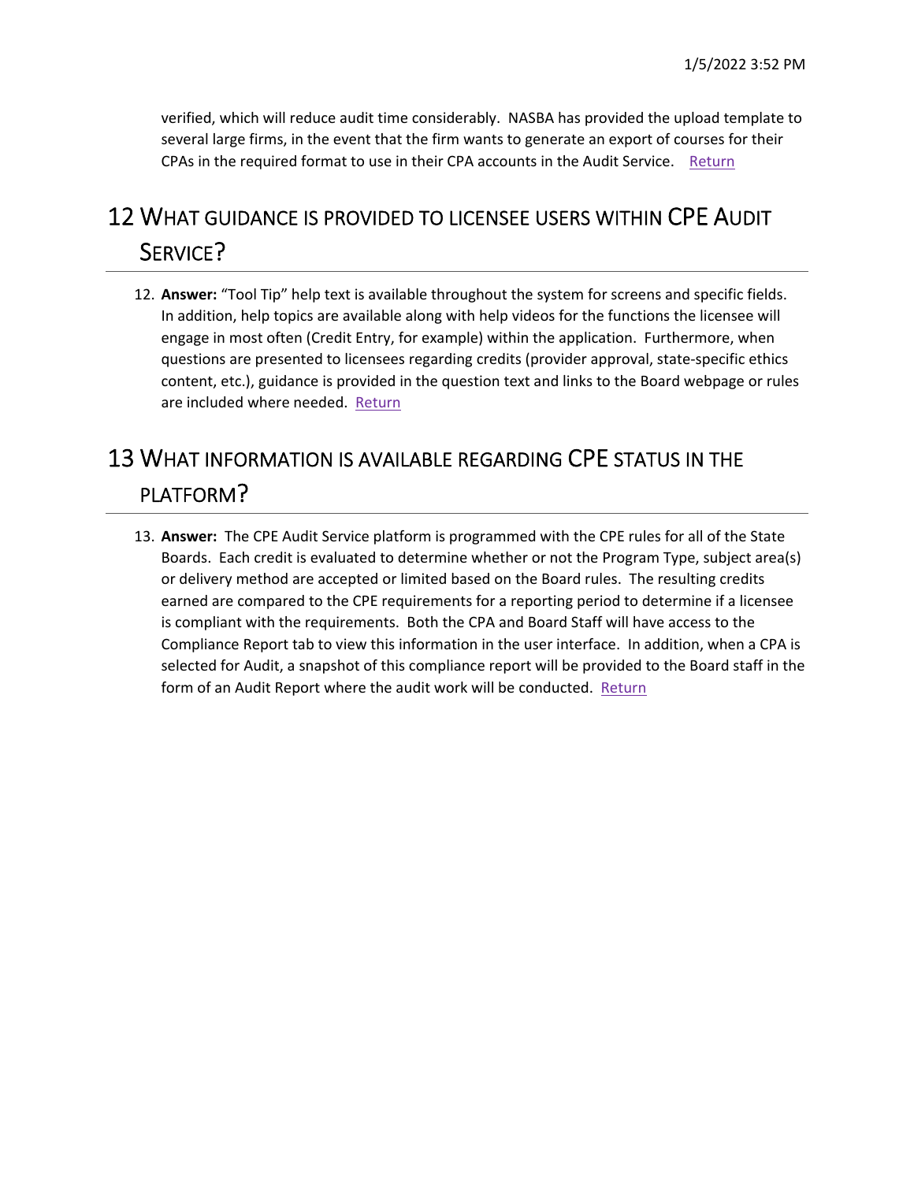verified, which will reduce audit time considerably. NASBA has provided the upload template to several large firms, in the event that the firm wants to generate an export of courses for their CPAs in the required format to use in their CPA accounts in the Audit Service. Return

# 12 What guidance is provided to licensee users within CPE Audit Service?

12. **Answer:** "Tool Tip" help text is available throughout the system for screens and specific fields. In addition, help topics are available along with help videos for the functions the licensee will engage in most often (Credit Entry, for example) within the application. Furthermore, when questions are presented to licensees regarding credits (provider approval, state-specific ethics content, etc.), guidance is provided in the question text and links to the Board webpage or rules are included where needed. Return

# 13 What information is available regarding CPE status in the platform?

13. **Answer:** The CPE Audit Service platform is programmed with the CPE rules for all of the State Boards. Each credit is evaluated to determine whether or not the Program Type, subject area(s) or delivery method are accepted or limited based on the Board rules. The resulting credits earned are compared to the CPE requirements for a reporting period to determine if a licensee is compliant with the requirements. Both the CPA and Board Staff will have access to the Compliance Report tab to view this information in the user interface. In addition, when a CPA is selected for Audit, a snapshot of this compliance report will be provided to the Board staff in the form of an Audit Report where the audit work will be conducted. Return